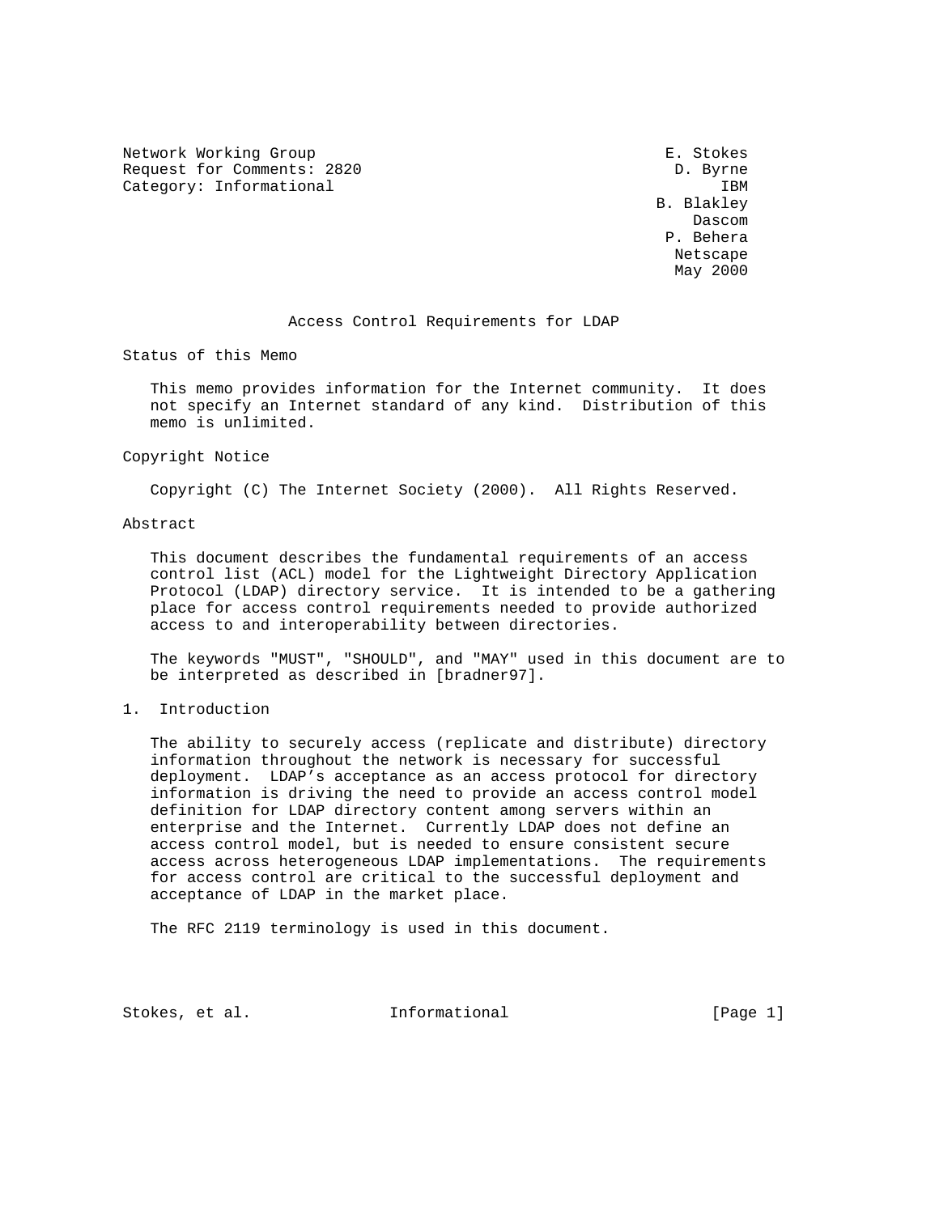Network Working Group  
Request for Comments: 2820  
Category: Informational

E. Stokes  
D. Byrne  
IBM  
B. Blakley  
Dascom  
P. Behera  
Netscape  
May 2000

# Access Control Requirements for LDAP

## Status of this Memo

This memo provides information for the Internet community. It does not specify an Internet standard of any kind. Distribution of this memo is unlimited.

## Copyright Notice

Copyright (C) The Internet Society (2000). All Rights Reserved.

## Abstract

This document describes the fundamental requirements of an access control list (ACL) model for the Lightweight Directory Application Protocol (LDAP) directory service. It is intended to be a gathering place for access control requirements needed to provide authorized access to and interoperability between directories.

The keywords "MUST", "SHOULD", and "MAY" used in this document are to be interpreted as described in [bradner97].

## 1. Introduction

The ability to securely access (replicate and distribute) directory information throughout the network is necessary for successful deployment. LDAP's acceptance as an access protocol for directory information is driving the need to provide an access control model definition for LDAP directory content among servers within an enterprise and the Internet. Currently LDAP does not define an access control model, but is needed to ensure consistent secure access across heterogeneous LDAP implementations. The requirements for access control are critical to the successful deployment and acceptance of LDAP in the market place.

The RFC 2119 terminology is used in this document.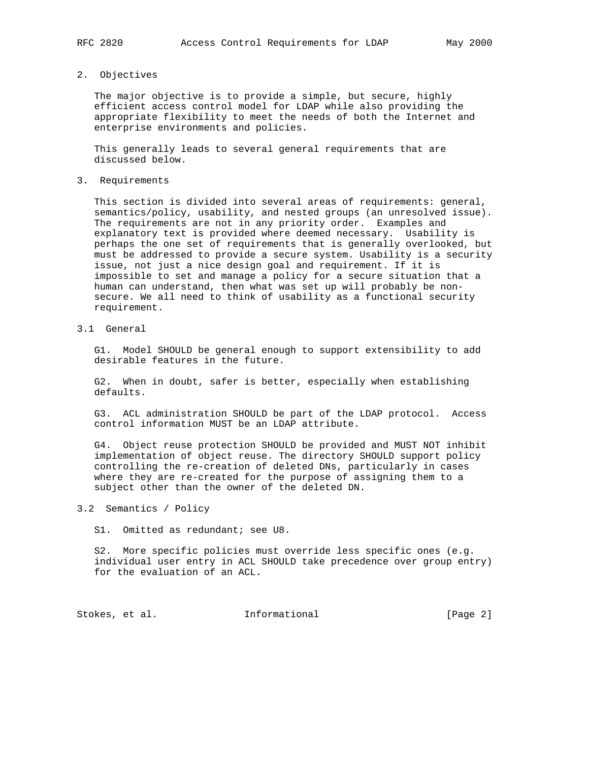## 2. Objectives

The major objective is to provide a simple, but secure, highly efficient access control model for LDAP while also providing the appropriate flexibility to meet the needs of both the Internet and enterprise environments and policies.

This generally leads to several general requirements that are discussed below.

## 3. Requirements

This section is divided into several areas of requirements: general, semantics/policy, usability, and nested groups (an unresolved issue). The requirements are not in any priority order. Examples and explanatory text is provided where deemed necessary. Usability is perhaps the one set of requirements that is generally overlooked, but must be addressed to provide a secure system. Usability is a security issue, not just a nice design goal and requirement. If it is impossible to set and manage a policy for a secure situation that a human can understand, then what was set up will probably be non-secure. We all need to think of usability as a functional security requirement.

### 3.1 General

G1. Model SHOULD be general enough to support extensibility to add desirable features in the future.

G2. When in doubt, safer is better, especially when establishing defaults.

G3. ACL administration SHOULD be part of the LDAP protocol. Access control information MUST be an LDAP attribute.

G4. Object reuse protection SHOULD be provided and MUST NOT inhibit implementation of object reuse. The directory SHOULD support policy controlling the re-creation of deleted DNs, particularly in cases where they are re-created for the purpose of assigning them to a subject other than the owner of the deleted DN.

### 3.2 Semantics / Policy

S1. Omitted as redundant; see U8.

S2. More specific policies must override less specific ones (e.g. individual user entry in ACL SHOULD take precedence over group entry) for the evaluation of an ACL.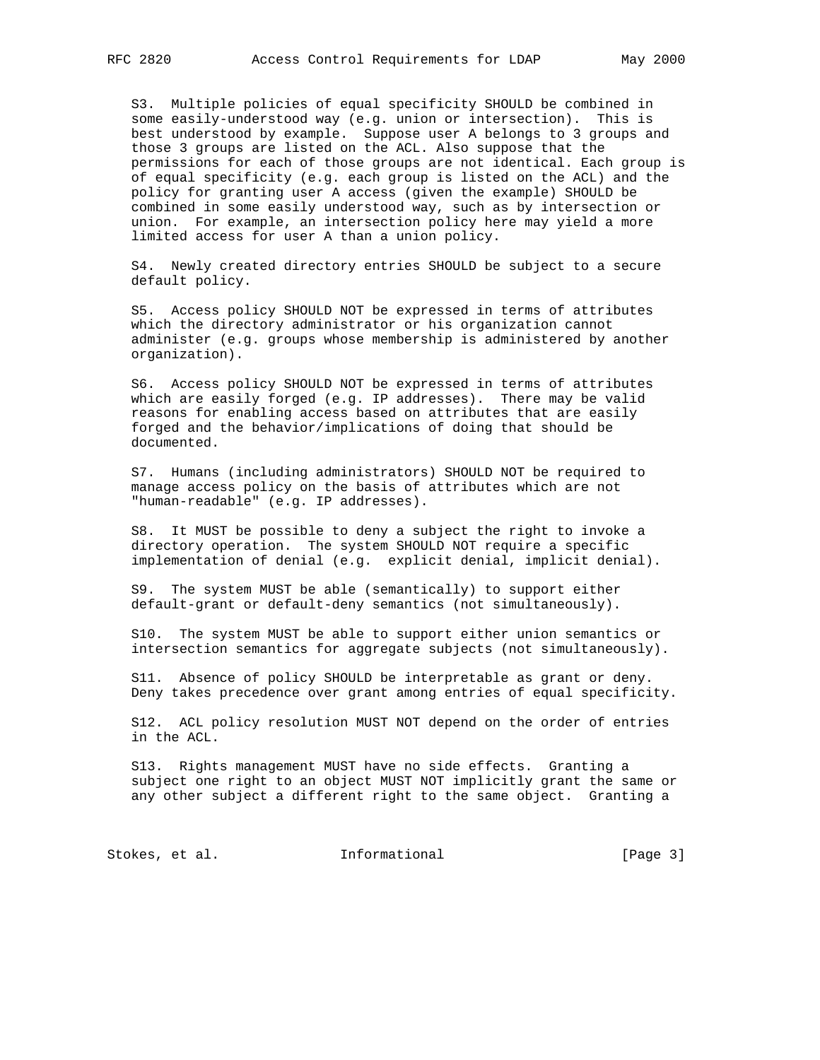S3. Multiple policies of equal specificity SHOULD be combined in some easily-understood way (e.g. union or intersection). This is best understood by example. Suppose user A belongs to 3 groups and those 3 groups are listed on the ACL. Also suppose that the permissions for each of those groups are not identical. Each group is of equal specificity (e.g. each group is listed on the ACL) and the policy for granting user A access (given the example) SHOULD be combined in some easily understood way, such as by intersection or union. For example, an intersection policy here may yield a more limited access for user A than a union policy.

S4. Newly created directory entries SHOULD be subject to a secure default policy.

S5. Access policy SHOULD NOT be expressed in terms of attributes which the directory administrator or his organization cannot administer (e.g. groups whose membership is administered by another organization).

S6. Access policy SHOULD NOT be expressed in terms of attributes which are easily forged (e.g. IP addresses). There may be valid reasons for enabling access based on attributes that are easily forged and the behavior/implications of doing that should be documented.

S7. Humans (including administrators) SHOULD NOT be required to manage access policy on the basis of attributes which are not "human-readable" (e.g. IP addresses).

S8. It MUST be possible to deny a subject the right to invoke a directory operation. The system SHOULD NOT require a specific implementation of denial (e.g. explicit denial, implicit denial).

S9. The system MUST be able (semantically) to support either default-grant or default-deny semantics (not simultaneously).

S10. The system MUST be able to support either union semantics or intersection semantics for aggregate subjects (not simultaneously).

S11. Absence of policy SHOULD be interpretable as grant or deny. Deny takes precedence over grant among entries of equal specificity.

S12. ACL policy resolution MUST NOT depend on the order of entries in the ACL.

S13. Rights management MUST have no side effects. Granting a subject one right to an object MUST NOT implicitly grant the same or any other subject a different right to the same object. Granting a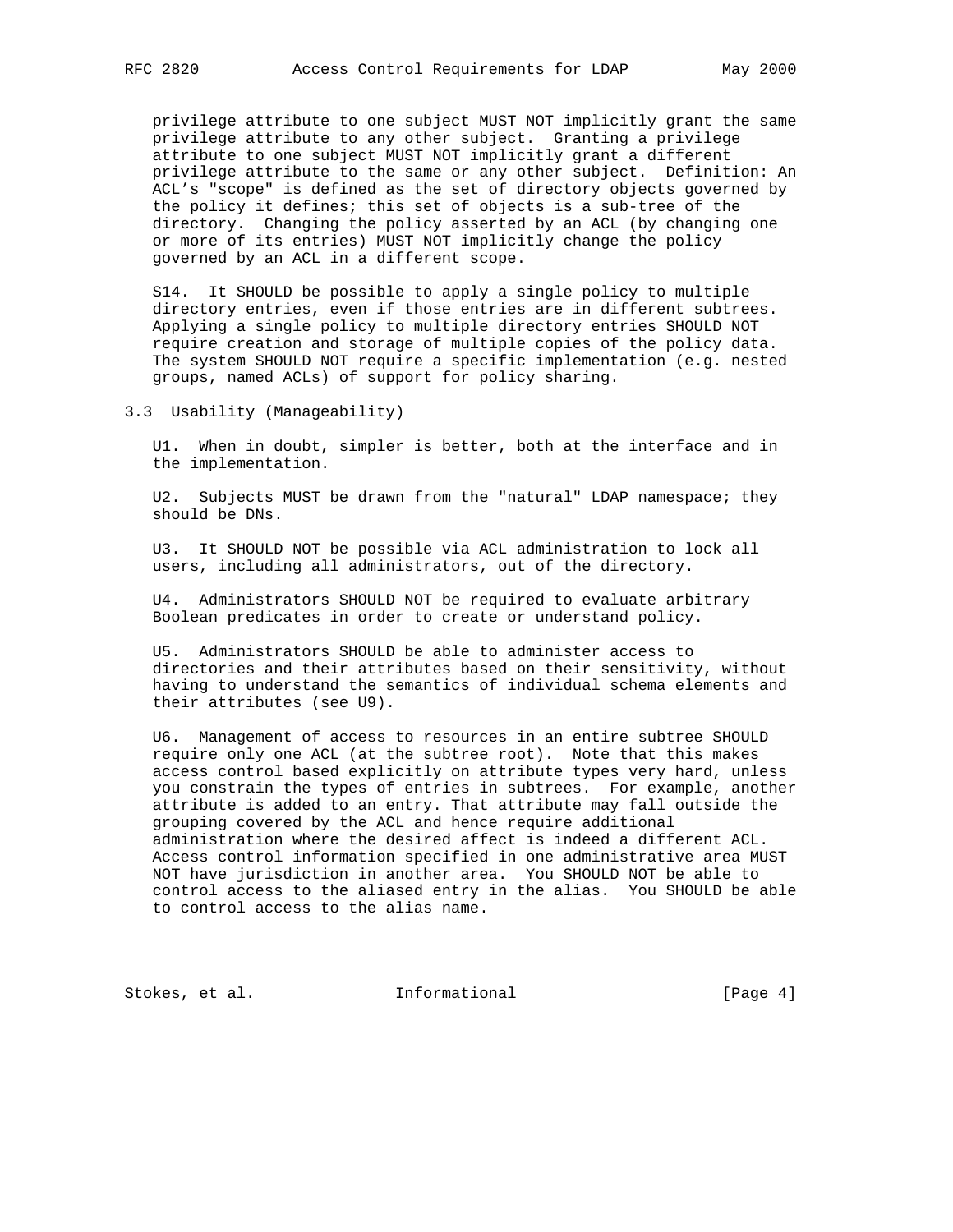privilege attribute to one subject MUST NOT implicitly grant the same privilege attribute to any other subject. Granting a privilege attribute to one subject MUST NOT implicitly grant a different privilege attribute to the same or any other subject. Definition: An ACL's "scope" is defined as the set of directory objects governed by the policy it defines; this set of objects is a sub-tree of the directory. Changing the policy asserted by an ACL (by changing one or more of its entries) MUST NOT implicitly change the policy governed by an ACL in a different scope.

S14. It SHOULD be possible to apply a single policy to multiple directory entries, even if those entries are in different subtrees. Applying a single policy to multiple directory entries SHOULD NOT require creation and storage of multiple copies of the policy data. The system SHOULD NOT require a specific implementation (e.g. nested groups, named ACLs) of support for policy sharing.

## 3.3 Usability (Manageability)

U1. When in doubt, simpler is better, both at the interface and in the implementation.

U2. Subjects MUST be drawn from the "natural" LDAP namespace; they should be DNs.

U3. It SHOULD NOT be possible via ACL administration to lock all users, including all administrators, out of the directory.

U4. Administrators SHOULD NOT be required to evaluate arbitrary Boolean predicates in order to create or understand policy.

U5. Administrators SHOULD be able to administer access to directories and their attributes based on their sensitivity, without having to understand the semantics of individual schema elements and their attributes (see U9).

U6. Management of access to resources in an entire subtree SHOULD require only one ACL (at the subtree root). Note that this makes access control based explicitly on attribute types very hard, unless you constrain the types of entries in subtrees. For example, another attribute is added to an entry. That attribute may fall outside the grouping covered by the ACL and hence require additional administration where the desired affect is indeed a different ACL. Access control information specified in one administrative area MUST NOT have jurisdiction in another area. You SHOULD NOT be able to control access to the aliased entry in the alias. You SHOULD be able to control access to the alias name.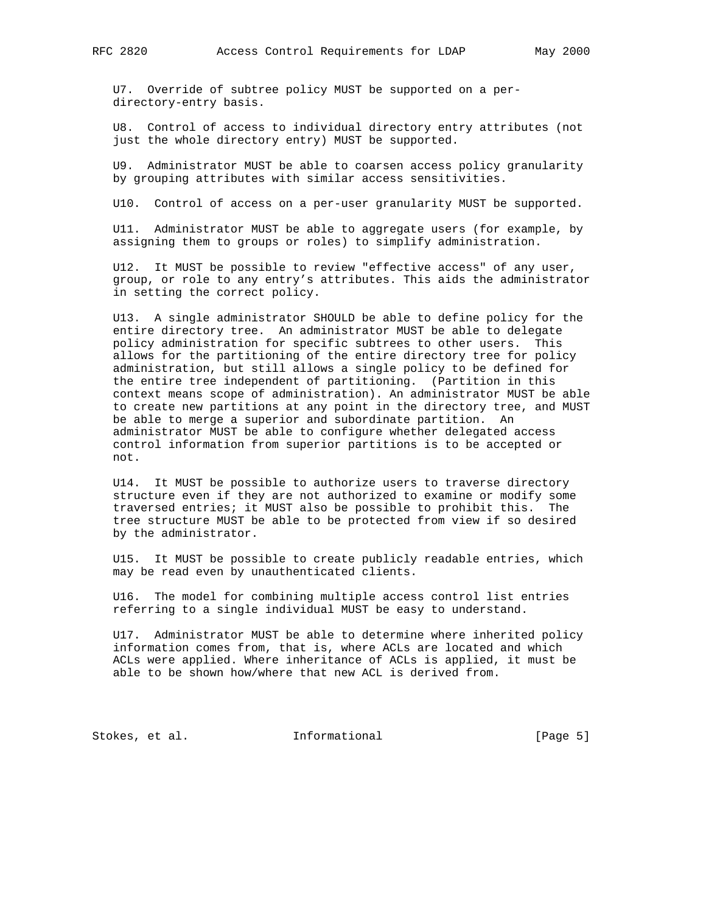U7. Override of subtree policy MUST be supported on a per-directory-entry basis.

U8. Control of access to individual directory entry attributes (not just the whole directory entry) MUST be supported.

U9. Administrator MUST be able to coarsen access policy granularity by grouping attributes with similar access sensitivities.

U10. Control of access on a per-user granularity MUST be supported.

U11. Administrator MUST be able to aggregate users (for example, by assigning them to groups or roles) to simplify administration.

U12. It MUST be possible to review "effective access" of any user, group, or role to any entry's attributes. This aids the administrator in setting the correct policy.

U13. A single administrator SHOULD be able to define policy for the entire directory tree. An administrator MUST be able to delegate policy administration for specific subtrees to other users. This allows for the partitioning of the entire directory tree for policy administration, but still allows a single policy to be defined for the entire tree independent of partitioning. (Partition in this context means scope of administration). An administrator MUST be able to create new partitions at any point in the directory tree, and MUST be able to merge a superior and subordinate partition. An administrator MUST be able to configure whether delegated access control information from superior partitions is to be accepted or not.

U14. It MUST be possible to authorize users to traverse directory structure even if they are not authorized to examine or modify some traversed entries; it MUST also be possible to prohibit this. The tree structure MUST be able to be protected from view if so desired by the administrator.

U15. It MUST be possible to create publicly readable entries, which may be read even by unauthenticated clients.

U16. The model for combining multiple access control list entries referring to a single individual MUST be easy to understand.

U17. Administrator MUST be able to determine where inherited policy information comes from, that is, where ACLs are located and which ACLs were applied. Where inheritance of ACLs is applied, it must be able to be shown how/where that new ACL is derived from.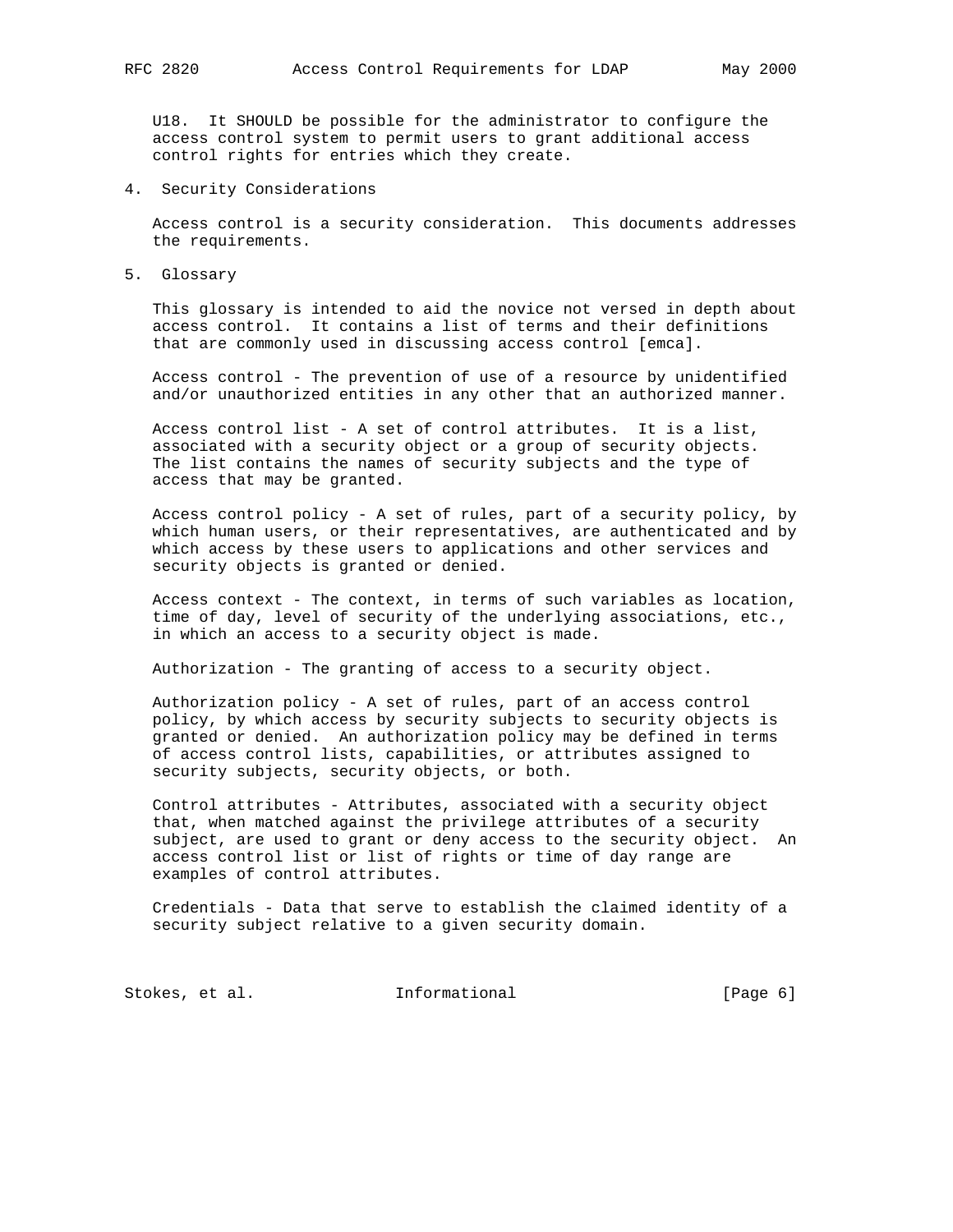U18. It SHOULD be possible for the administrator to configure the access control system to permit users to grant additional access control rights for entries which they create.

## 4. Security Considerations

Access control is a security consideration. This documents addresses the requirements.

## 5. Glossary

This glossary is intended to aid the novice not versed in depth about access control. It contains a list of terms and their definitions that are commonly used in discussing access control [emca].

Access control - The prevention of use of a resource by unidentified and/or unauthorized entities in any other that an authorized manner.

Access control list - A set of control attributes. It is a list, associated with a security object or a group of security objects. The list contains the names of security subjects and the type of access that may be granted.

Access control policy - A set of rules, part of a security policy, by which human users, or their representatives, are authenticated and by which access by these users to applications and other services and security objects is granted or denied.

Access context - The context, in terms of such variables as location, time of day, level of security of the underlying associations, etc., in which an access to a security object is made.

Authorization - The granting of access to a security object.

Authorization policy - A set of rules, part of an access control policy, by which access by security subjects to security objects is granted or denied. An authorization policy may be defined in terms of access control lists, capabilities, or attributes assigned to security subjects, security objects, or both.

Control attributes - Attributes, associated with a security object that, when matched against the privilege attributes of a security subject, are used to grant or deny access to the security object. An access control list or list of rights or time of day range are examples of control attributes.

Credentials - Data that serve to establish the claimed identity of a security subject relative to a given security domain.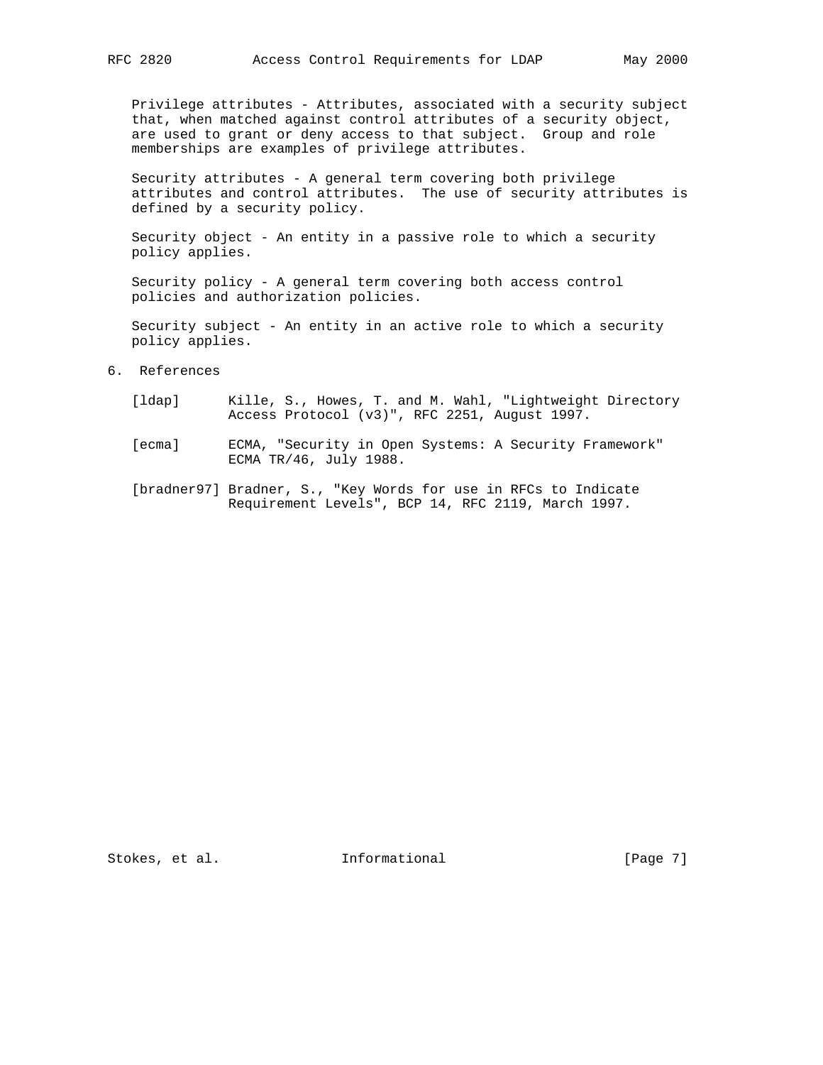Privilege attributes - Attributes, associated with a security subject that, when matched against control attributes of a security object, are used to grant or deny access to that subject. Group and role memberships are examples of privilege attributes.

Security attributes - A general term covering both privilege attributes and control attributes. The use of security attributes is defined by a security policy.

Security object - An entity in a passive role to which a security policy applies.

Security policy - A general term covering both access control policies and authorization policies.

Security subject - An entity in an active role to which a security policy applies.

## 6. References

[ldap] Kille, S., Howes, T. and M. Wahl, "Lightweight Directory Access Protocol (v3)", RFC 2251, August 1997.

[ecma] ECMA, "Security in Open Systems: A Security Framework" ECMA TR/46, July 1988.

[bradner97] Bradner, S., "Key Words for use in RFCs to Indicate Requirement Levels", BCP 14, RFC 2119, March 1997.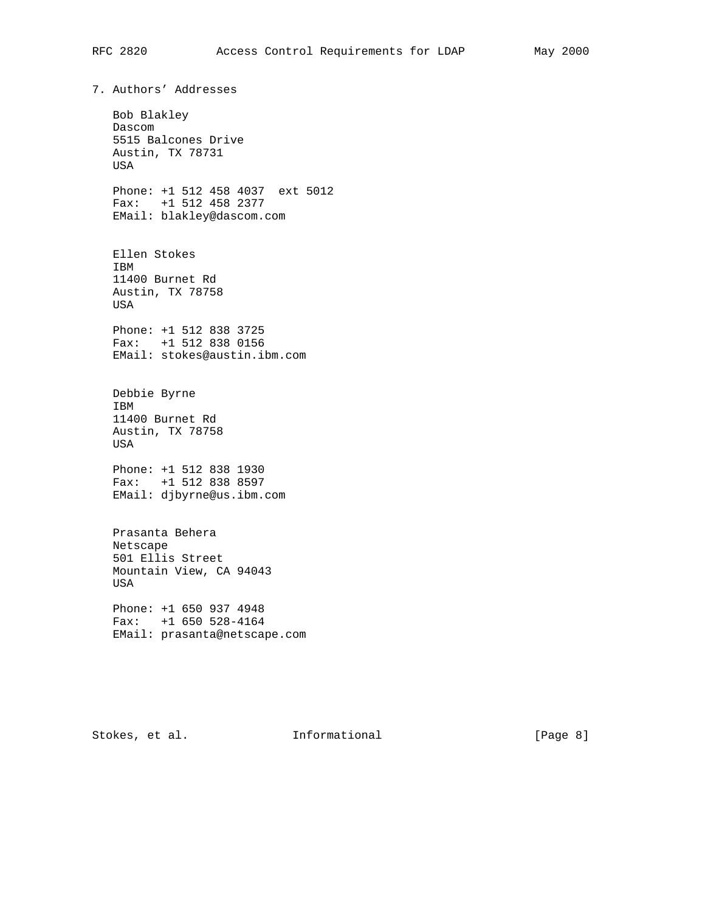## 7. Authors' Addresses

Bob Blakley
Dascom
5515 Balcones Drive
Austin, TX 78731
USA

Phone: +1 512 458 4037  ext 5012
Fax:   +1 512 458 2377
EMail: blakley@dascom.com

Ellen Stokes
IBM
11400 Burnet Rd
Austin, TX 78758
USA

Phone: +1 512 838 3725
Fax:   +1 512 838 0156
EMail: stokes@austin.ibm.com

Debbie Byrne
IBM
11400 Burnet Rd
Austin, TX 78758
USA

Phone: +1 512 838 1930
Fax:   +1 512 838 8597
EMail: djbyrne@us.ibm.com

Prasanta Behera
Netscape
501 Ellis Street
Mountain View, CA 94043
USA

Phone: +1 650 937 4948
Fax:   +1 650 528-4164
EMail: prasanta@netscape.com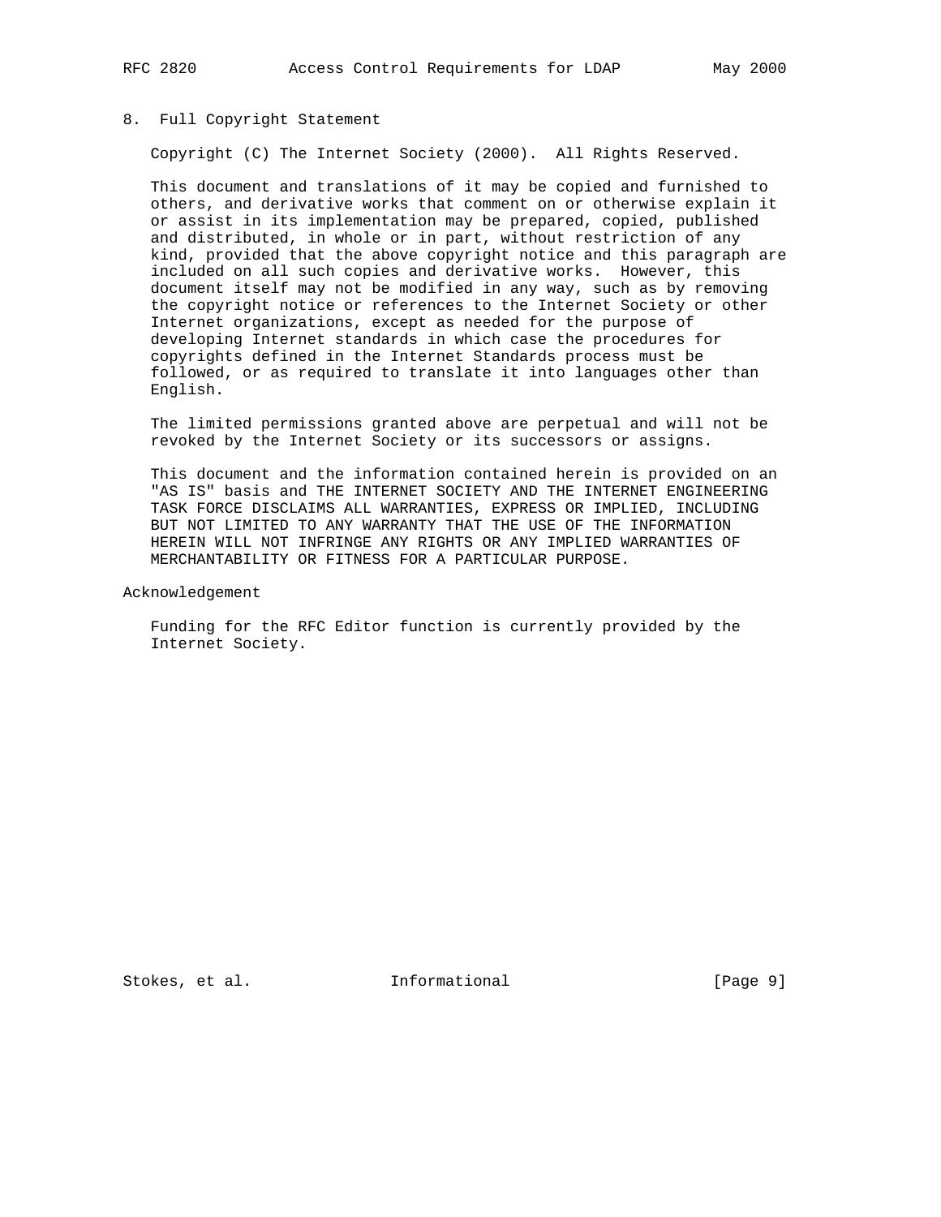## 8. Full Copyright Statement

Copyright (C) The Internet Society (2000). All Rights Reserved.

This document and translations of it may be copied and furnished to others, and derivative works that comment on or otherwise explain it or assist in its implementation may be prepared, copied, published and distributed, in whole or in part, without restriction of any kind, provided that the above copyright notice and this paragraph are included on all such copies and derivative works. However, this document itself may not be modified in any way, such as by removing the copyright notice or references to the Internet Society or other Internet organizations, except as needed for the purpose of developing Internet standards in which case the procedures for copyrights defined in the Internet Standards process must be followed, or as required to translate it into languages other than English.

The limited permissions granted above are perpetual and will not be revoked by the Internet Society or its successors or assigns.

This document and the information contained herein is provided on an "AS IS" basis and THE INTERNET SOCIETY AND THE INTERNET ENGINEERING TASK FORCE DISCLAIMS ALL WARRANTIES, EXPRESS OR IMPLIED, INCLUDING BUT NOT LIMITED TO ANY WARRANTY THAT THE USE OF THE INFORMATION HEREIN WILL NOT INFRINGE ANY RIGHTS OR ANY IMPLIED WARRANTIES OF MERCHANTABILITY OR FITNESS FOR A PARTICULAR PURPOSE.

## Acknowledgement

Funding for the RFC Editor function is currently provided by the Internet Society.